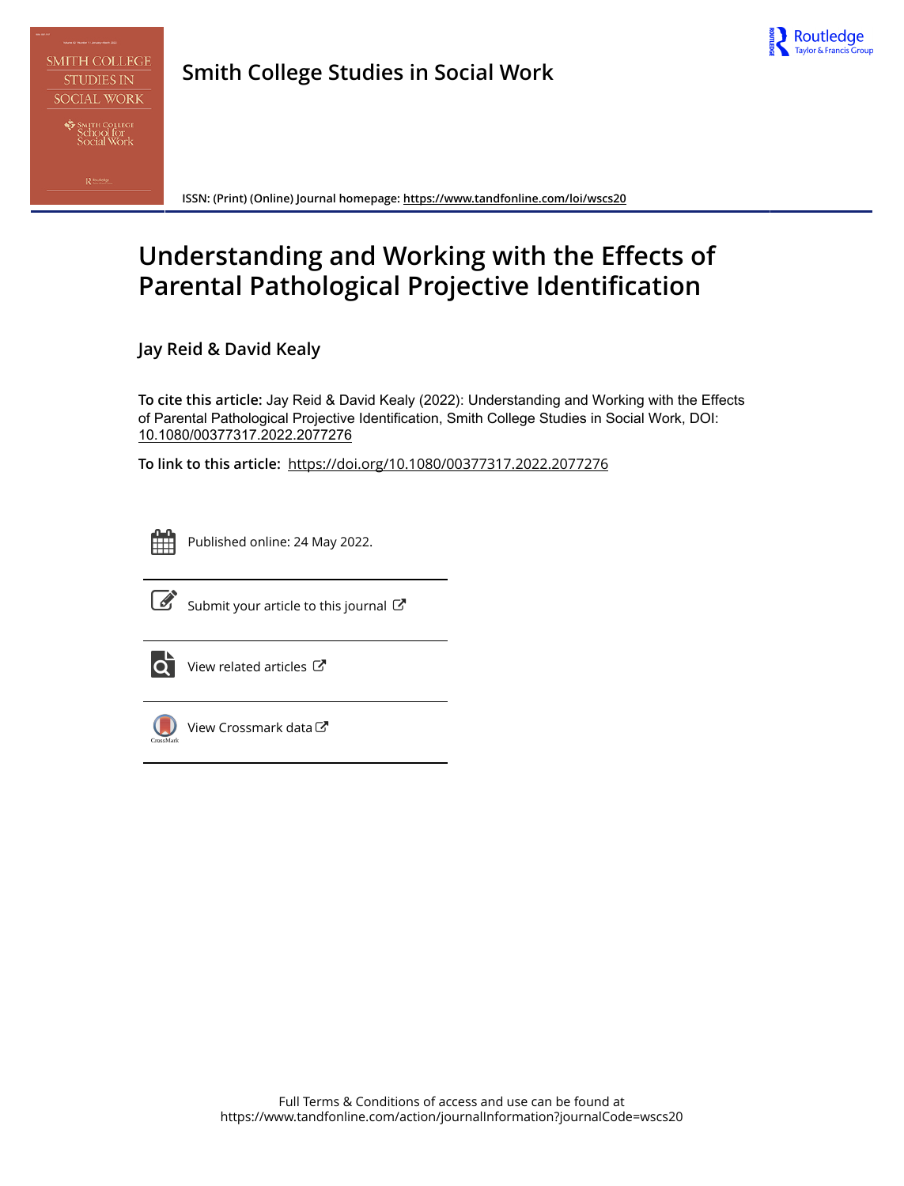# Smith College Studies in Social Work

ISSN: (Print) (Online) Journal homepage: https://www.tandfonline.com/loi/wscs20

# Understanding and Working with the Effects of Parental Pathological Projective Identification

## Jay Reid & David Kealy

**To cite this article:** Jay Reid & David Kealy (2022): Understanding and Working with the Effects of Parental Pathological Projective Identification, Smith College Studies in Social Work, DOI: 10.1080/00377317.2022.2077276

**To link to this article:** https://doi.org/10.1080/00377317.2022.2077276

Published online: 24 May 2022.

Submit your article to this journal

View related articles

View Crossmark data

Full Terms & Conditions of access and use can be found at
https://www.tandfonline.com/action/journalInformation?journalCode=wscs20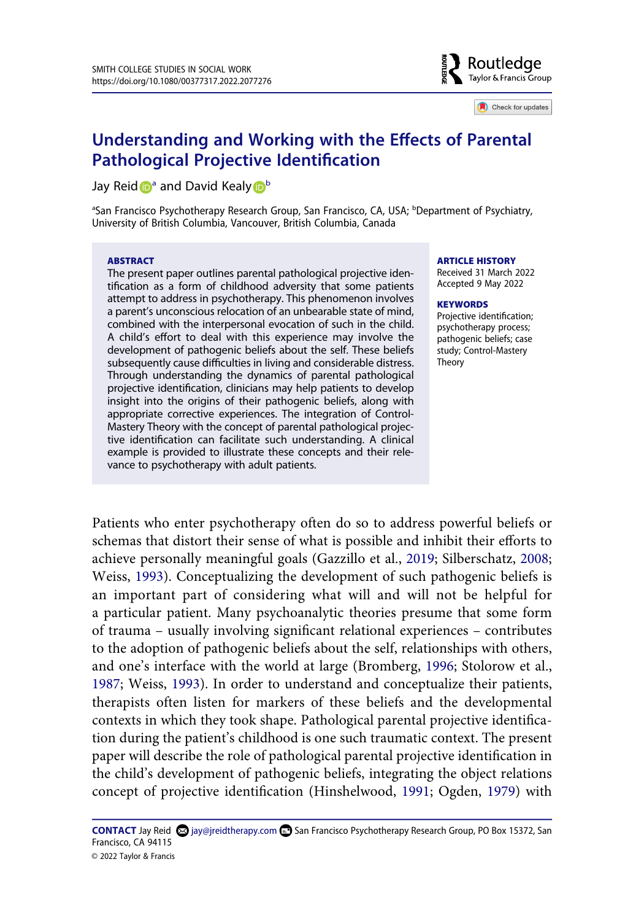# Understanding and Working with the Effects of Parental Pathological Projective Identification

Jay Reid[a] and David Kealy[b]

[a]San Francisco Psychotherapy Research Group, San Francisco, CA, USA; [b]Department of Psychiatry, University of British Columbia, Vancouver, British Columbia, Canada

**ABSTRACT**

The present paper outlines parental pathological projective identification as a form of childhood adversity that some patients attempt to address in psychotherapy. This phenomenon involves a parent's unconscious relocation of an unbearable state of mind, combined with the interpersonal evocation of such in the child. A child's effort to deal with this experience may involve the development of pathogenic beliefs about the self. These beliefs subsequently cause difficulties in living and considerable distress. Through understanding the dynamics of parental pathological projective identification, clinicians may help patients to develop insight into the origins of their pathogenic beliefs, along with appropriate corrective experiences. The integration of Control-Mastery Theory with the concept of parental pathological projective identification can facilitate such understanding. A clinical example is provided to illustrate these concepts and their relevance to psychotherapy with adult patients.

**ARTICLE HISTORY**

Received 31 March 2022
Accepted 9 May 2022

**KEYWORDS**

Projective identification; psychotherapy process; pathogenic beliefs; case study; Control-Mastery Theory

Patients who enter psychotherapy often do so to address powerful beliefs or schemas that distort their sense of what is possible and inhibit their efforts to achieve personally meaningful goals (Gazzillo et al., 2019; Silberschatz, 2008; Weiss, 1993). Conceptualizing the development of such pathogenic beliefs is an important part of considering what will and will not be helpful for a particular patient. Many psychoanalytic theories presume that some form of trauma – usually involving significant relational experiences – contributes to the adoption of pathogenic beliefs about the self, relationships with others, and one's interface with the world at large (Bromberg, 1996; Stolorow et al., 1987; Weiss, 1993). In order to understand and conceptualize their patients, therapists often listen for markers of these beliefs and the developmental contexts in which they took shape. Pathological parental projective identification during the patient's childhood is one such traumatic context. The present paper will describe the role of pathological parental projective identification in the child's development of pathogenic beliefs, integrating the object relations concept of projective identification (Hinshelwood, 1991; Ogden, 1979) with

**CONTACT** Jay Reid jay@jreidtherapy.com San Francisco Psychotherapy Research Group, PO Box 15372, San Francisco, CA 94115

© 2022 Taylor & Francis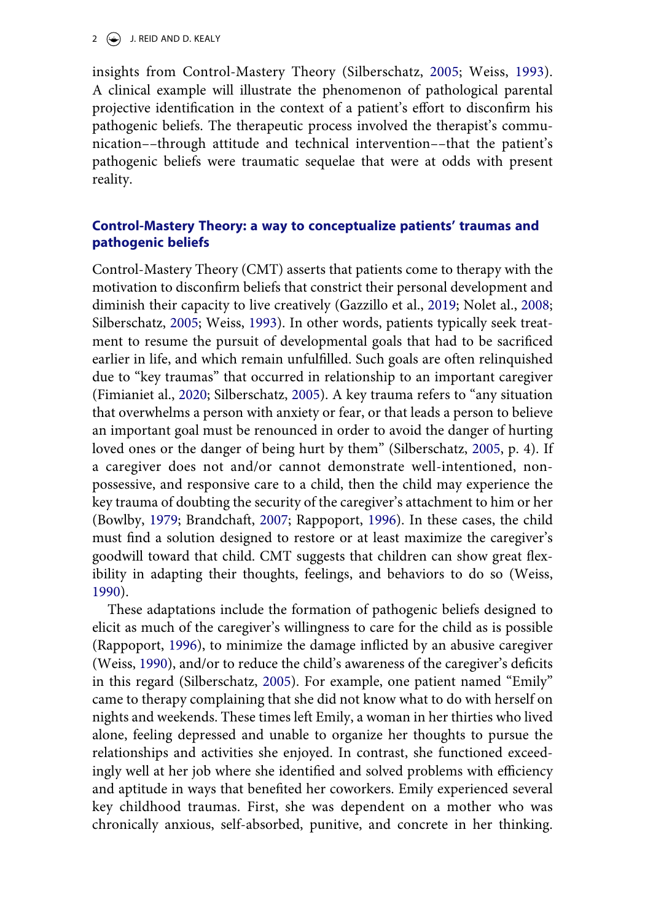insights from Control-Mastery Theory (Silberschatz, 2005; Weiss, 1993). A clinical example will illustrate the phenomenon of pathological parental projective identification in the context of a patient's effort to disconfirm his pathogenic beliefs. The therapeutic process involved the therapist's communication––through attitude and technical intervention––that the patient's pathogenic beliefs were traumatic sequelae that were at odds with present reality.

## Control-Mastery Theory: a way to conceptualize patients' traumas and pathogenic beliefs

Control-Mastery Theory (CMT) asserts that patients come to therapy with the motivation to disconfirm beliefs that constrict their personal development and diminish their capacity to live creatively (Gazzillo et al., 2019; Nolet al., 2008; Silberschatz, 2005; Weiss, 1993). In other words, patients typically seek treatment to resume the pursuit of developmental goals that had to be sacrificed earlier in life, and which remain unfulfilled. Such goals are often relinquished due to "key traumas" that occurred in relationship to an important caregiver (Fimianiet al., 2020; Silberschatz, 2005). A key trauma refers to "any situation that overwhelms a person with anxiety or fear, or that leads a person to believe an important goal must be renounced in order to avoid the danger of hurting loved ones or the danger of being hurt by them" (Silberschatz, 2005, p. 4). If a caregiver does not and/or cannot demonstrate well-intentioned, non-possessive, and responsive care to a child, then the child may experience the key trauma of doubting the security of the caregiver's attachment to him or her (Bowlby, 1979; Brandchaft, 2007; Rappoport, 1996). In these cases, the child must find a solution designed to restore or at least maximize the caregiver's goodwill toward that child. CMT suggests that children can show great flexibility in adapting their thoughts, feelings, and behaviors to do so (Weiss, 1990).

These adaptations include the formation of pathogenic beliefs designed to elicit as much of the caregiver's willingness to care for the child as is possible (Rappoport, 1996), to minimize the damage inflicted by an abusive caregiver (Weiss, 1990), and/or to reduce the child's awareness of the caregiver's deficits in this regard (Silberschatz, 2005). For example, one patient named "Emily" came to therapy complaining that she did not know what to do with herself on nights and weekends. These times left Emily, a woman in her thirties who lived alone, feeling depressed and unable to organize her thoughts to pursue the relationships and activities she enjoyed. In contrast, she functioned exceedingly well at her job where she identified and solved problems with efficiency and aptitude in ways that benefited her coworkers. Emily experienced several key childhood traumas. First, she was dependent on a mother who was chronically anxious, self-absorbed, punitive, and concrete in her thinking.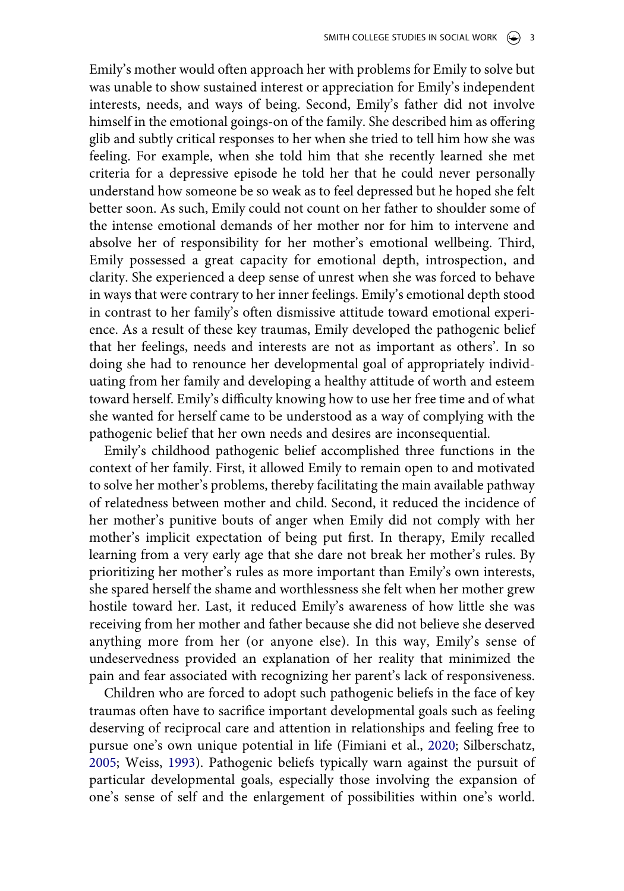Emily's mother would often approach her with problems for Emily to solve but was unable to show sustained interest or appreciation for Emily's independent interests, needs, and ways of being. Second, Emily's father did not involve himself in the emotional goings-on of the family. She described him as offering glib and subtly critical responses to her when she tried to tell him how she was feeling. For example, when she told him that she recently learned she met criteria for a depressive episode he told her that he could never personally understand how someone be so weak as to feel depressed but he hoped she felt better soon. As such, Emily could not count on her father to shoulder some of the intense emotional demands of her mother nor for him to intervene and absolve her of responsibility for her mother's emotional wellbeing. Third, Emily possessed a great capacity for emotional depth, introspection, and clarity. She experienced a deep sense of unrest when she was forced to behave in ways that were contrary to her inner feelings. Emily's emotional depth stood in contrast to her family's often dismissive attitude toward emotional experience. As a result of these key traumas, Emily developed the pathogenic belief that her feelings, needs and interests are not as important as others'. In so doing she had to renounce her developmental goal of appropriately individuating from her family and developing a healthy attitude of worth and esteem toward herself. Emily's difficulty knowing how to use her free time and of what she wanted for herself came to be understood as a way of complying with the pathogenic belief that her own needs and desires are inconsequential.

Emily's childhood pathogenic belief accomplished three functions in the context of her family. First, it allowed Emily to remain open to and motivated to solve her mother's problems, thereby facilitating the main available pathway of relatedness between mother and child. Second, it reduced the incidence of her mother's punitive bouts of anger when Emily did not comply with her mother's implicit expectation of being put first. In therapy, Emily recalled learning from a very early age that she dare not break her mother's rules. By prioritizing her mother's rules as more important than Emily's own interests, she spared herself the shame and worthlessness she felt when her mother grew hostile toward her. Last, it reduced Emily's awareness of how little she was receiving from her mother and father because she did not believe she deserved anything more from her (or anyone else). In this way, Emily's sense of undeservedness provided an explanation of her reality that minimized the pain and fear associated with recognizing her parent's lack of responsiveness.

Children who are forced to adopt such pathogenic beliefs in the face of key traumas often have to sacrifice important developmental goals such as feeling deserving of reciprocal care and attention in relationships and feeling free to pursue one's own unique potential in life (Fimiani et al., 2020; Silberschatz, 2005; Weiss, 1993). Pathogenic beliefs typically warn against the pursuit of particular developmental goals, especially those involving the expansion of one's sense of self and the enlargement of possibilities within one's world.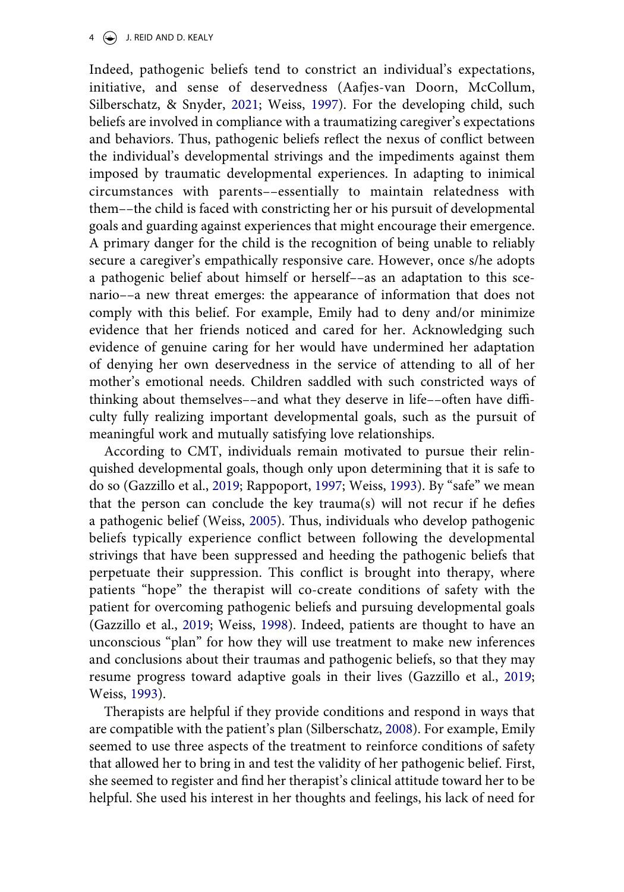Indeed, pathogenic beliefs tend to constrict an individual's expectations, initiative, and sense of deservedness (Aafjes-van Doorn, McCollum, Silberschatz, & Snyder, 2021; Weiss, 1997). For the developing child, such beliefs are involved in compliance with a traumatizing caregiver's expectations and behaviors. Thus, pathogenic beliefs reflect the nexus of conflict between the individual's developmental strivings and the impediments against them imposed by traumatic developmental experiences. In adapting to inimical circumstances with parents––essentially to maintain relatedness with them––the child is faced with constricting her or his pursuit of developmental goals and guarding against experiences that might encourage their emergence. A primary danger for the child is the recognition of being unable to reliably secure a caregiver's empathically responsive care. However, once s/he adopts a pathogenic belief about himself or herself––as an adaptation to this scenario––a new threat emerges: the appearance of information that does not comply with this belief. For example, Emily had to deny and/or minimize evidence that her friends noticed and cared for her. Acknowledging such evidence of genuine caring for her would have undermined her adaptation of denying her own deservedness in the service of attending to all of her mother's emotional needs. Children saddled with such constricted ways of thinking about themselves––and what they deserve in life––often have difficulty fully realizing important developmental goals, such as the pursuit of meaningful work and mutually satisfying love relationships.

According to CMT, individuals remain motivated to pursue their relinquished developmental goals, though only upon determining that it is safe to do so (Gazzillo et al., 2019; Rappoport, 1997; Weiss, 1993). By "safe" we mean that the person can conclude the key trauma(s) will not recur if he defies a pathogenic belief (Weiss, 2005). Thus, individuals who develop pathogenic beliefs typically experience conflict between following the developmental strivings that have been suppressed and heeding the pathogenic beliefs that perpetuate their suppression. This conflict is brought into therapy, where patients "hope" the therapist will co-create conditions of safety with the patient for overcoming pathogenic beliefs and pursuing developmental goals (Gazzillo et al., 2019; Weiss, 1998). Indeed, patients are thought to have an unconscious "plan" for how they will use treatment to make new inferences and conclusions about their traumas and pathogenic beliefs, so that they may resume progress toward adaptive goals in their lives (Gazzillo et al., 2019; Weiss, 1993).

Therapists are helpful if they provide conditions and respond in ways that are compatible with the patient's plan (Silberschatz, 2008). For example, Emily seemed to use three aspects of the treatment to reinforce conditions of safety that allowed her to bring in and test the validity of her pathogenic belief. First, she seemed to register and find her therapist's clinical attitude toward her to be helpful. She used his interest in her thoughts and feelings, his lack of need for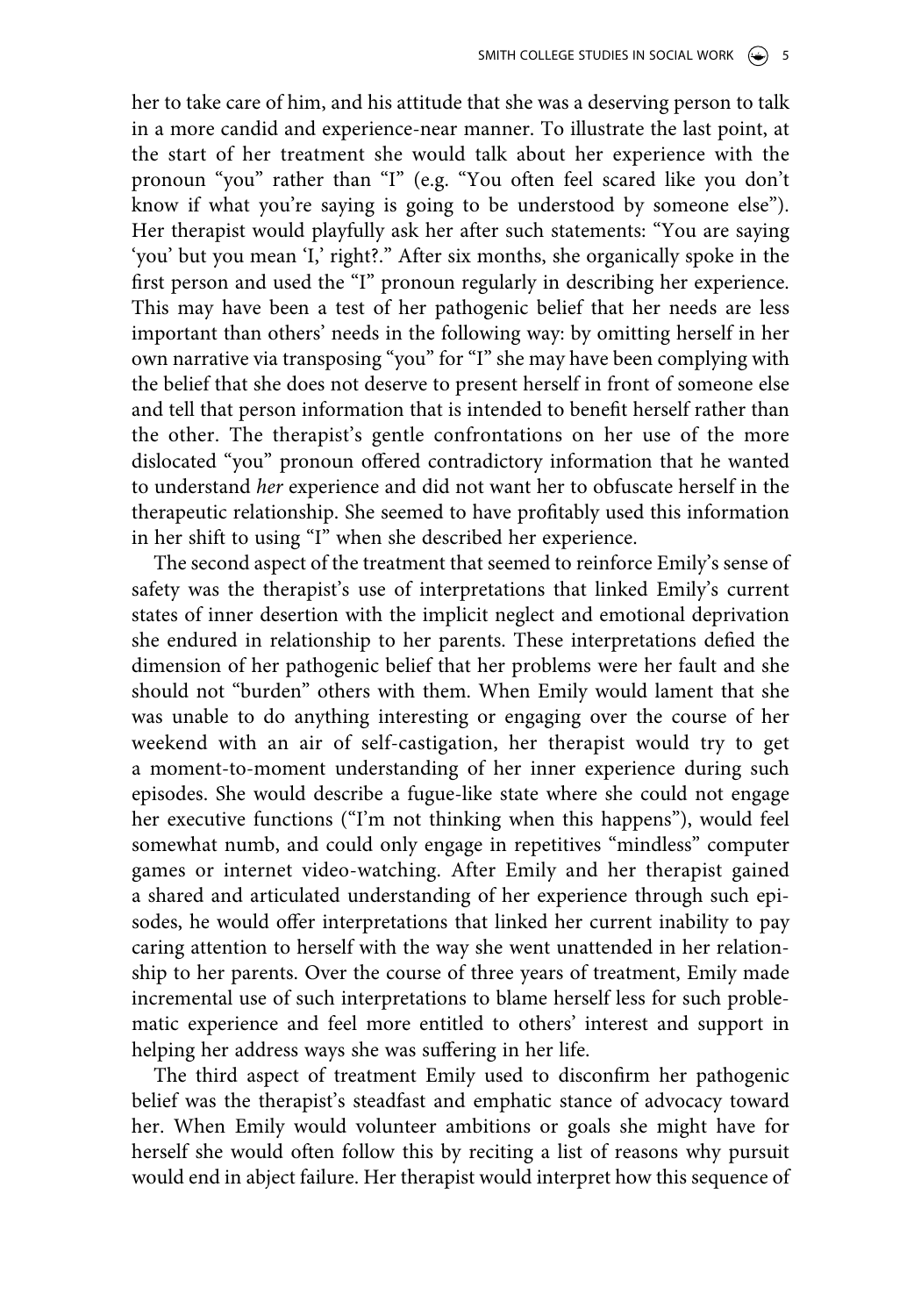her to take care of him, and his attitude that she was a deserving person to talk in a more candid and experience-near manner. To illustrate the last point, at the start of her treatment she would talk about her experience with the pronoun "you" rather than "I" (e.g. "You often feel scared like you don't know if what you're saying is going to be understood by someone else"). Her therapist would playfully ask her after such statements: "You are saying 'you' but you mean 'I,' right?." After six months, she organically spoke in the first person and used the "I" pronoun regularly in describing her experience. This may have been a test of her pathogenic belief that her needs are less important than others' needs in the following way: by omitting herself in her own narrative via transposing "you" for "I" she may have been complying with the belief that she does not deserve to present herself in front of someone else and tell that person information that is intended to benefit herself rather than the other. The therapist's gentle confrontations on her use of the more dislocated "you" pronoun offered contradictory information that he wanted to understand *her* experience and did not want her to obfuscate herself in the therapeutic relationship. She seemed to have profitably used this information in her shift to using "I" when she described her experience.

The second aspect of the treatment that seemed to reinforce Emily's sense of safety was the therapist's use of interpretations that linked Emily's current states of inner desertion with the implicit neglect and emotional deprivation she endured in relationship to her parents. These interpretations defied the dimension of her pathogenic belief that her problems were her fault and she should not "burden" others with them. When Emily would lament that she was unable to do anything interesting or engaging over the course of her weekend with an air of self-castigation, her therapist would try to get a moment-to-moment understanding of her inner experience during such episodes. She would describe a fugue-like state where she could not engage her executive functions ("I'm not thinking when this happens"), would feel somewhat numb, and could only engage in repetitives "mindless" computer games or internet video-watching. After Emily and her therapist gained a shared and articulated understanding of her experience through such episodes, he would offer interpretations that linked her current inability to pay caring attention to herself with the way she went unattended in her relationship to her parents. Over the course of three years of treatment, Emily made incremental use of such interpretations to blame herself less for such problematic experience and feel more entitled to others' interest and support in helping her address ways she was suffering in her life.

The third aspect of treatment Emily used to disconfirm her pathogenic belief was the therapist's steadfast and emphatic stance of advocacy toward her. When Emily would volunteer ambitions or goals she might have for herself she would often follow this by reciting a list of reasons why pursuit would end in abject failure. Her therapist would interpret how this sequence of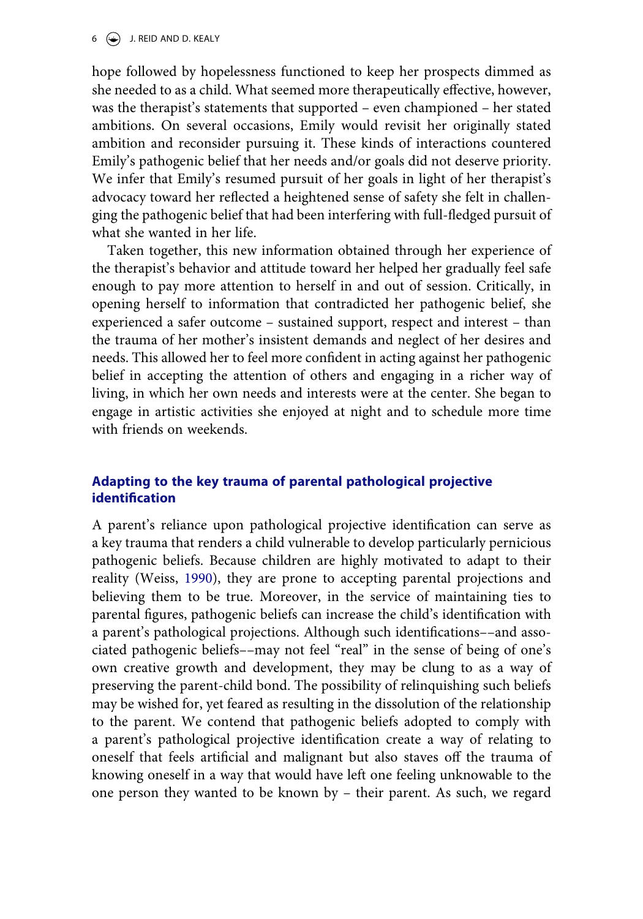hope followed by hopelessness functioned to keep her prospects dimmed as she needed to as a child. What seemed more therapeutically effective, however, was the therapist's statements that supported – even championed – her stated ambitions. On several occasions, Emily would revisit her originally stated ambition and reconsider pursuing it. These kinds of interactions countered Emily's pathogenic belief that her needs and/or goals did not deserve priority. We infer that Emily's resumed pursuit of her goals in light of her therapist's advocacy toward her reflected a heightened sense of safety she felt in challenging the pathogenic belief that had been interfering with full-fledged pursuit of what she wanted in her life.

Taken together, this new information obtained through her experience of the therapist's behavior and attitude toward her helped her gradually feel safe enough to pay more attention to herself in and out of session. Critically, in opening herself to information that contradicted her pathogenic belief, she experienced a safer outcome – sustained support, respect and interest – than the trauma of her mother's insistent demands and neglect of her desires and needs. This allowed her to feel more confident in acting against her pathogenic belief in accepting the attention of others and engaging in a richer way of living, in which her own needs and interests were at the center. She began to engage in artistic activities she enjoyed at night and to schedule more time with friends on weekends.

## Adapting to the key trauma of parental pathological projective identification

A parent's reliance upon pathological projective identification can serve as a key trauma that renders a child vulnerable to develop particularly pernicious pathogenic beliefs. Because children are highly motivated to adapt to their reality (Weiss, 1990), they are prone to accepting parental projections and believing them to be true. Moreover, in the service of maintaining ties to parental figures, pathogenic beliefs can increase the child's identification with a parent's pathological projections. Although such identifications––and associated pathogenic beliefs––may not feel "real" in the sense of being of one's own creative growth and development, they may be clung to as a way of preserving the parent-child bond. The possibility of relinquishing such beliefs may be wished for, yet feared as resulting in the dissolution of the relationship to the parent. We contend that pathogenic beliefs adopted to comply with a parent's pathological projective identification create a way of relating to oneself that feels artificial and malignant but also staves off the trauma of knowing oneself in a way that would have left one feeling unknowable to the one person they wanted to be known by – their parent. As such, we regard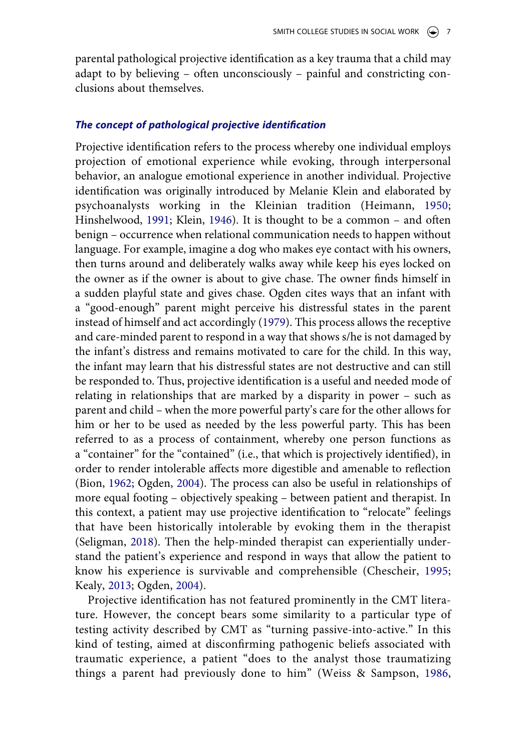parental pathological projective identification as a key trauma that a child may adapt to by believing – often unconsciously – painful and constricting conclusions about themselves.

### *The concept of pathological projective identification*

Projective identification refers to the process whereby one individual employs projection of emotional experience while evoking, through interpersonal behavior, an analogue emotional experience in another individual. Projective identification was originally introduced by Melanie Klein and elaborated by psychoanalysts working in the Kleinian tradition (Heimann, 1950; Hinshelwood, 1991; Klein, 1946). It is thought to be a common – and often benign – occurrence when relational communication needs to happen without language. For example, imagine a dog who makes eye contact with his owners, then turns around and deliberately walks away while keep his eyes locked on the owner as if the owner is about to give chase. The owner finds himself in a sudden playful state and gives chase. Ogden cites ways that an infant with a "good-enough" parent might perceive his distressful states in the parent instead of himself and act accordingly (1979). This process allows the receptive and care-minded parent to respond in a way that shows s/he is not damaged by the infant's distress and remains motivated to care for the child. In this way, the infant may learn that his distressful states are not destructive and can still be responded to. Thus, projective identification is a useful and needed mode of relating in relationships that are marked by a disparity in power – such as parent and child – when the more powerful party's care for the other allows for him or her to be used as needed by the less powerful party. This has been referred to as a process of containment, whereby one person functions as a "container" for the "contained" (i.e., that which is projectively identified), in order to render intolerable affects more digestible and amenable to reflection (Bion, 1962; Ogden, 2004). The process can also be useful in relationships of more equal footing – objectively speaking – between patient and therapist. In this context, a patient may use projective identification to "relocate" feelings that have been historically intolerable by evoking them in the therapist (Seligman, 2018). Then the help-minded therapist can experientially understand the patient's experience and respond in ways that allow the patient to know his experience is survivable and comprehensible (Chescheir, 1995; Kealy, 2013; Ogden, 2004).

Projective identification has not featured prominently in the CMT literature. However, the concept bears some similarity to a particular type of testing activity described by CMT as "turning passive-into-active." In this kind of testing, aimed at disconfirming pathogenic beliefs associated with traumatic experience, a patient "does to the analyst those traumatizing things a parent had previously done to him" (Weiss & Sampson, 1986,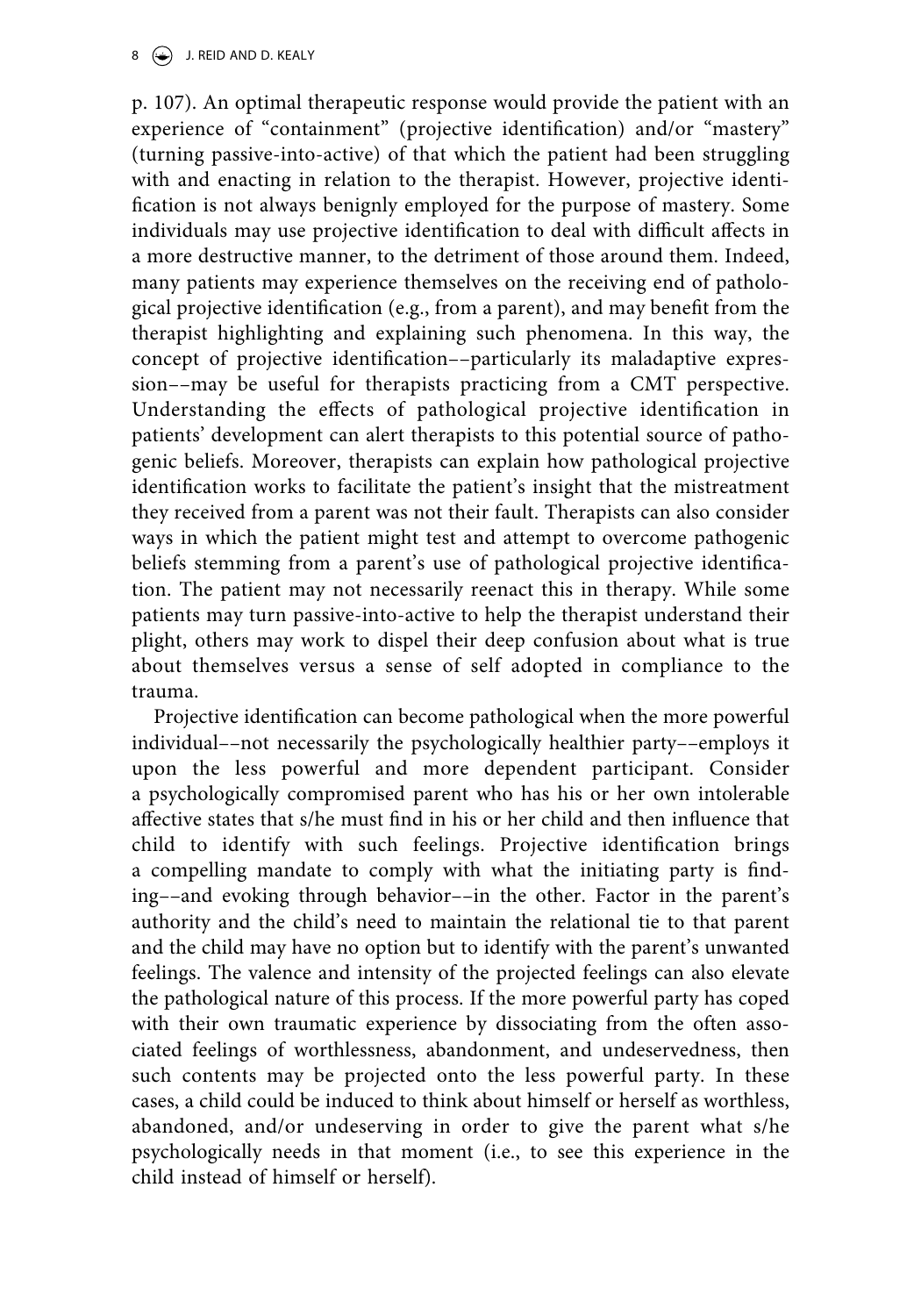p. 107). An optimal therapeutic response would provide the patient with an experience of "containment" (projective identification) and/or "mastery" (turning passive-into-active) of that which the patient had been struggling with and enacting in relation to the therapist. However, projective identification is not always benignly employed for the purpose of mastery. Some individuals may use projective identification to deal with difficult affects in a more destructive manner, to the detriment of those around them. Indeed, many patients may experience themselves on the receiving end of pathological projective identification (e.g., from a parent), and may benefit from the therapist highlighting and explaining such phenomena. In this way, the concept of projective identification––particularly its maladaptive expression––may be useful for therapists practicing from a CMT perspective. Understanding the effects of pathological projective identification in patients' development can alert therapists to this potential source of pathogenic beliefs. Moreover, therapists can explain how pathological projective identification works to facilitate the patient's insight that the mistreatment they received from a parent was not their fault. Therapists can also consider ways in which the patient might test and attempt to overcome pathogenic beliefs stemming from a parent's use of pathological projective identification. The patient may not necessarily reenact this in therapy. While some patients may turn passive-into-active to help the therapist understand their plight, others may work to dispel their deep confusion about what is true about themselves versus a sense of self adopted in compliance to the trauma.

Projective identification can become pathological when the more powerful individual––not necessarily the psychologically healthier party––employs it upon the less powerful and more dependent participant. Consider a psychologically compromised parent who has his or her own intolerable affective states that s/he must find in his or her child and then influence that child to identify with such feelings. Projective identification brings a compelling mandate to comply with what the initiating party is finding––and evoking through behavior––in the other. Factor in the parent's authority and the child's need to maintain the relational tie to that parent and the child may have no option but to identify with the parent's unwanted feelings. The valence and intensity of the projected feelings can also elevate the pathological nature of this process. If the more powerful party has coped with their own traumatic experience by dissociating from the often associated feelings of worthlessness, abandonment, and undeservedness, then such contents may be projected onto the less powerful party. In these cases, a child could be induced to think about himself or herself as worthless, abandoned, and/or undeserving in order to give the parent what s/he psychologically needs in that moment (i.e., to see this experience in the child instead of himself or herself).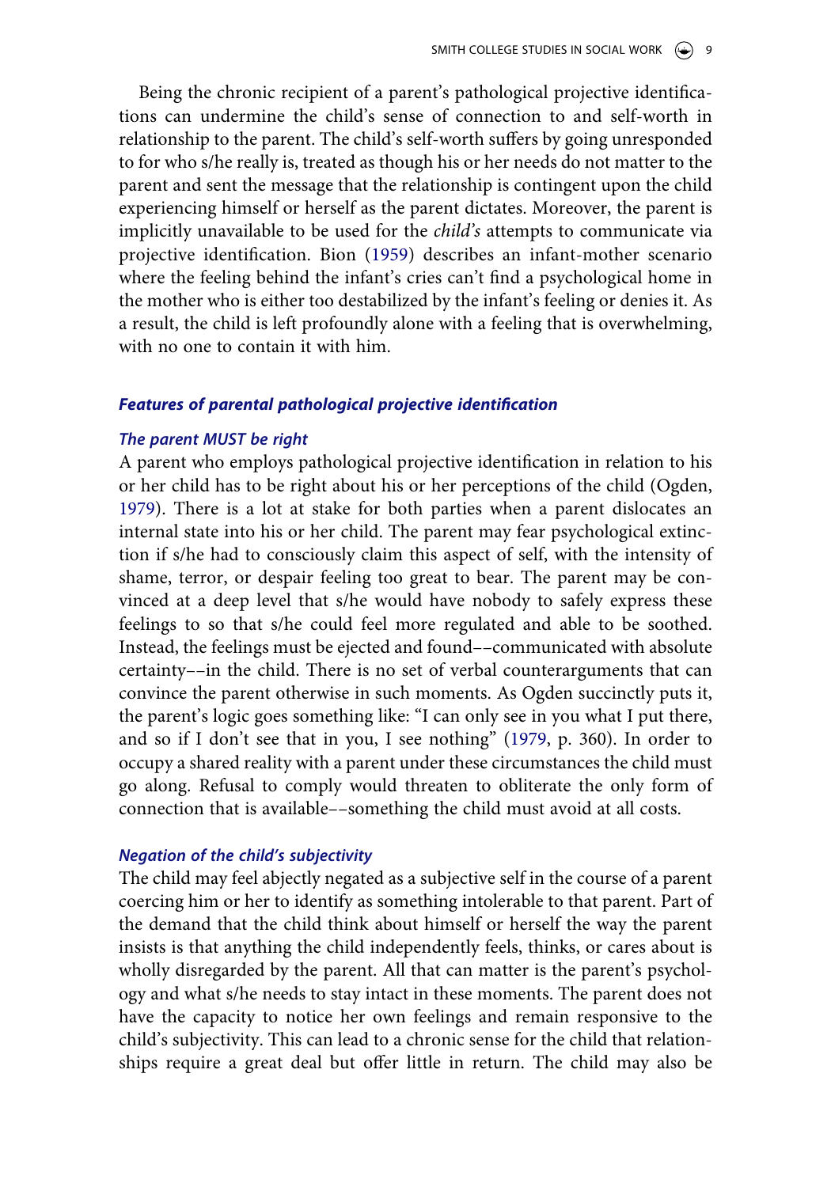Being the chronic recipient of a parent's pathological projective identifications can undermine the child's sense of connection to and self-worth in relationship to the parent. The child's self-worth suffers by going unresponded to for who s/he really is, treated as though his or her needs do not matter to the parent and sent the message that the relationship is contingent upon the child experiencing himself or herself as the parent dictates. Moreover, the parent is implicitly unavailable to be used for the *child's* attempts to communicate via projective identification. Bion (1959) describes an infant-mother scenario where the feeling behind the infant's cries can't find a psychological home in the mother who is either too destabilized by the infant's feeling or denies it. As a result, the child is left profoundly alone with a feeling that is overwhelming, with no one to contain it with him.

### *Features of parental pathological projective identification*

#### *The parent MUST be right*

A parent who employs pathological projective identification in relation to his or her child has to be right about his or her perceptions of the child (Ogden, 1979). There is a lot at stake for both parties when a parent dislocates an internal state into his or her child. The parent may fear psychological extinction if s/he had to consciously claim this aspect of self, with the intensity of shame, terror, or despair feeling too great to bear. The parent may be convinced at a deep level that s/he would have nobody to safely express these feelings to so that s/he could feel more regulated and able to be soothed. Instead, the feelings must be ejected and found––communicated with absolute certainty––in the child. There is no set of verbal counterarguments that can convince the parent otherwise in such moments. As Ogden succinctly puts it, the parent's logic goes something like: "I can only see in you what I put there, and so if I don't see that in you, I see nothing" (1979, p. 360). In order to occupy a shared reality with a parent under these circumstances the child must go along. Refusal to comply would threaten to obliterate the only form of connection that is available––something the child must avoid at all costs.

#### *Negation of the child's subjectivity*

The child may feel abjectly negated as a subjective self in the course of a parent coercing him or her to identify as something intolerable to that parent. Part of the demand that the child think about himself or herself the way the parent insists is that anything the child independently feels, thinks, or cares about is wholly disregarded by the parent. All that can matter is the parent's psychology and what s/he needs to stay intact in these moments. The parent does not have the capacity to notice her own feelings and remain responsive to the child's subjectivity. This can lead to a chronic sense for the child that relationships require a great deal but offer little in return. The child may also be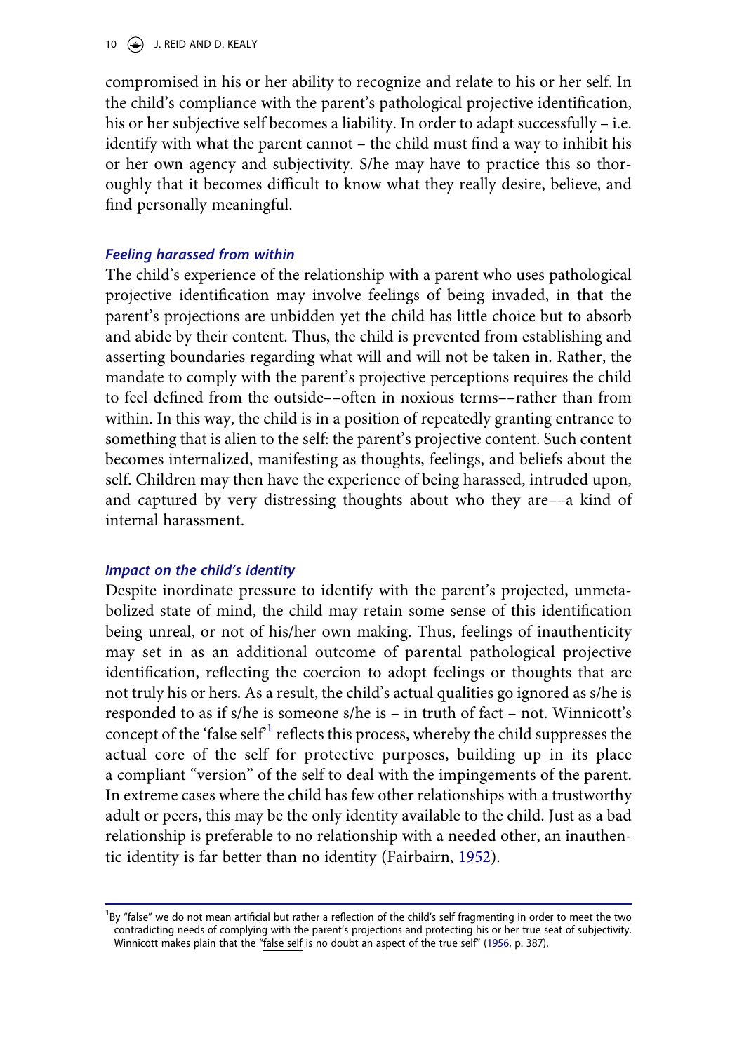compromised in his or her ability to recognize and relate to his or her self. In the child's compliance with the parent's pathological projective identification, his or her subjective self becomes a liability. In order to adapt successfully – i.e. identify with what the parent cannot – the child must find a way to inhibit his or her own agency and subjectivity. S/he may have to practice this so thoroughly that it becomes difficult to know what they really desire, believe, and find personally meaningful.

### *Feeling harassed from within*

The child's experience of the relationship with a parent who uses pathological projective identification may involve feelings of being invaded, in that the parent's projections are unbidden yet the child has little choice but to absorb and abide by their content. Thus, the child is prevented from establishing and asserting boundaries regarding what will and will not be taken in. Rather, the mandate to comply with the parent's projective perceptions requires the child to feel defined from the outside––often in noxious terms––rather than from within. In this way, the child is in a position of repeatedly granting entrance to something that is alien to the self: the parent's projective content. Such content becomes internalized, manifesting as thoughts, feelings, and beliefs about the self. Children may then have the experience of being harassed, intruded upon, and captured by very distressing thoughts about who they are––a kind of internal harassment.

### *Impact on the child's identity*

Despite inordinate pressure to identify with the parent's projected, unmetabolized state of mind, the child may retain some sense of this identification being unreal, or not of his/her own making. Thus, feelings of inauthenticity may set in as an additional outcome of parental pathological projective identification, reflecting the coercion to adopt feelings or thoughts that are not truly his or hers. As a result, the child's actual qualities go ignored as s/he is responded to as if s/he is someone s/he is – in truth of fact – not. Winnicott's concept of the 'false self'[1] reflects this process, whereby the child suppresses the actual core of the self for protective purposes, building up in its place a compliant "version" of the self to deal with the impingements of the parent. In extreme cases where the child has few other relationships with a trustworthy adult or peers, this may be the only identity available to the child. Just as a bad relationship is preferable to no relationship with a needed other, an inauthentic identity is far better than no identity (Fairbairn, 1952).

[1] By "false" we do not mean artificial but rather a reflection of the child's self fragmenting in order to meet the two contradicting needs of complying with the parent's projections and protecting his or her true seat of subjectivity. Winnicott makes plain that the "false self is no doubt an aspect of the true self" (1956, p. 387).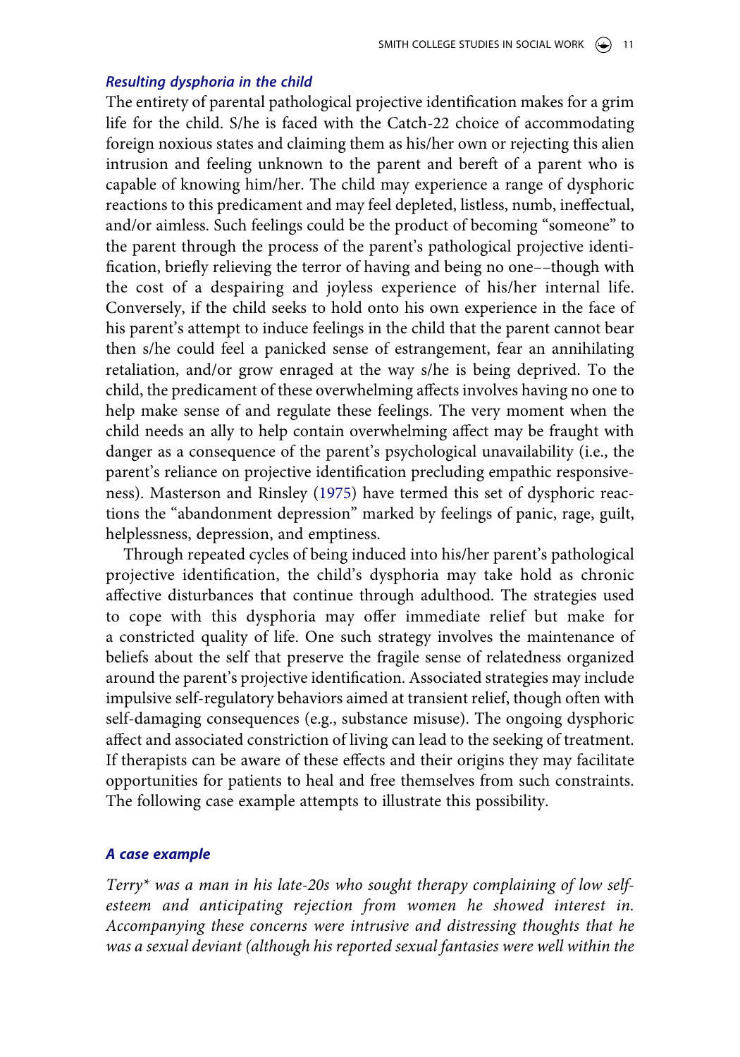### *Resulting dysphoria in the child*

The entirety of parental pathological projective identification makes for a grim life for the child. S/he is faced with the Catch-22 choice of accommodating foreign noxious states and claiming them as his/her own or rejecting this alien intrusion and feeling unknown to the parent and bereft of a parent who is capable of knowing him/her. The child may experience a range of dysphoric reactions to this predicament and may feel depleted, listless, numb, ineffectual, and/or aimless. Such feelings could be the product of becoming "someone" to the parent through the process of the parent's pathological projective identification, briefly relieving the terror of having and being no one––though with the cost of a despairing and joyless experience of his/her internal life. Conversely, if the child seeks to hold onto his own experience in the face of his parent's attempt to induce feelings in the child that the parent cannot bear then s/he could feel a panicked sense of estrangement, fear an annihilating retaliation, and/or grow enraged at the way s/he is being deprived. To the child, the predicament of these overwhelming affects involves having no one to help make sense of and regulate these feelings. The very moment when the child needs an ally to help contain overwhelming affect may be fraught with danger as a consequence of the parent's psychological unavailability (i.e., the parent's reliance on projective identification precluding empathic responsiveness). Masterson and Rinsley (1975) have termed this set of dysphoric reactions the "abandonment depression" marked by feelings of panic, rage, guilt, helplessness, depression, and emptiness.

Through repeated cycles of being induced into his/her parent's pathological projective identification, the child's dysphoria may take hold as chronic affective disturbances that continue through adulthood. The strategies used to cope with this dysphoria may offer immediate relief but make for a constricted quality of life. One such strategy involves the maintenance of beliefs about the self that preserve the fragile sense of relatedness organized around the parent's projective identification. Associated strategies may include impulsive self-regulatory behaviors aimed at transient relief, though often with self-damaging consequences (e.g., substance misuse). The ongoing dysphoric affect and associated constriction of living can lead to the seeking of treatment. If therapists can be aware of these effects and their origins they may facilitate opportunities for patients to heal and free themselves from such constraints. The following case example attempts to illustrate this possibility.

### *A case example*

*Terry\* was a man in his late-20s who sought therapy complaining of low self-esteem and anticipating rejection from women he showed interest in. Accompanying these concerns were intrusive and distressing thoughts that he was a sexual deviant (although his reported sexual fantasies were well within the*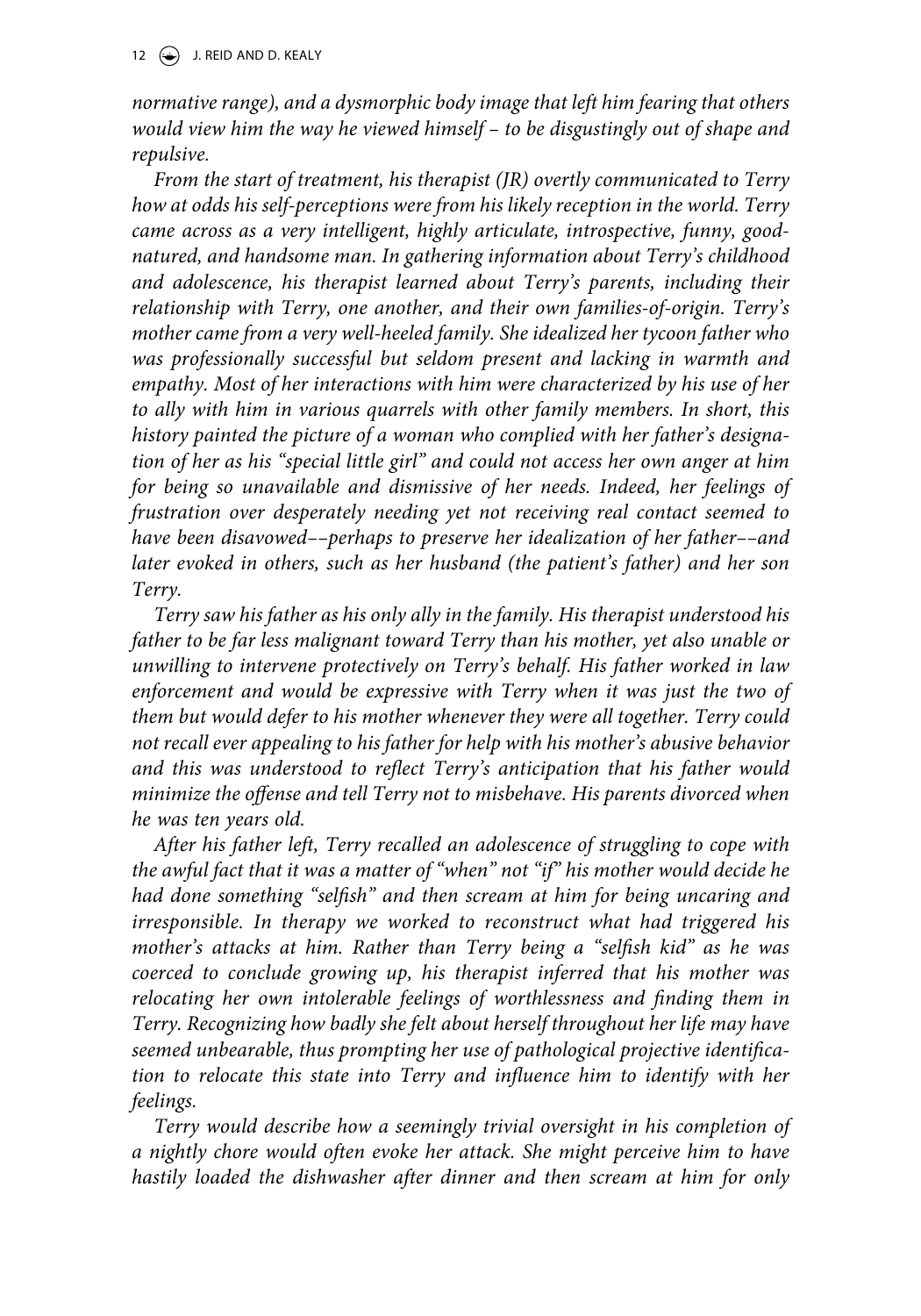*normative range), and a dysmorphic body image that left him fearing that others would view him the way he viewed himself – to be disgustingly out of shape and repulsive.*

*From the start of treatment, his therapist (JR) overtly communicated to Terry how at odds his self-perceptions were from his likely reception in the world. Terry came across as a very intelligent, highly articulate, introspective, funny, good-natured, and handsome man. In gathering information about Terry's childhood and adolescence, his therapist learned about Terry's parents, including their relationship with Terry, one another, and their own families-of-origin. Terry's mother came from a very well-heeled family. She idealized her tycoon father who was professionally successful but seldom present and lacking in warmth and empathy. Most of her interactions with him were characterized by his use of her to ally with him in various quarrels with other family members. In short, this history painted the picture of a woman who complied with her father's designation of her as his "special little girl" and could not access her own anger at him for being so unavailable and dismissive of her needs. Indeed, her feelings of frustration over desperately needing yet not receiving real contact seemed to have been disavowed––perhaps to preserve her idealization of her father––and later evoked in others, such as her husband (the patient's father) and her son Terry.*

*Terry saw his father as his only ally in the family. His therapist understood his father to be far less malignant toward Terry than his mother, yet also unable or unwilling to intervene protectively on Terry's behalf. His father worked in law enforcement and would be expressive with Terry when it was just the two of them but would defer to his mother whenever they were all together. Terry could not recall ever appealing to his father for help with his mother's abusive behavior and this was understood to reflect Terry's anticipation that his father would minimize the offense and tell Terry not to misbehave. His parents divorced when he was ten years old.*

*After his father left, Terry recalled an adolescence of struggling to cope with the awful fact that it was a matter of "when" not "if" his mother would decide he had done something "selfish" and then scream at him for being uncaring and irresponsible. In therapy we worked to reconstruct what had triggered his mother's attacks at him. Rather than Terry being a "selfish kid" as he was coerced to conclude growing up, his therapist inferred that his mother was relocating her own intolerable feelings of worthlessness and finding them in Terry. Recognizing how badly she felt about herself throughout her life may have seemed unbearable, thus prompting her use of pathological projective identification to relocate this state into Terry and influence him to identify with her feelings.*

*Terry would describe how a seemingly trivial oversight in his completion of a nightly chore would often evoke her attack. She might perceive him to have hastily loaded the dishwasher after dinner and then scream at him for only*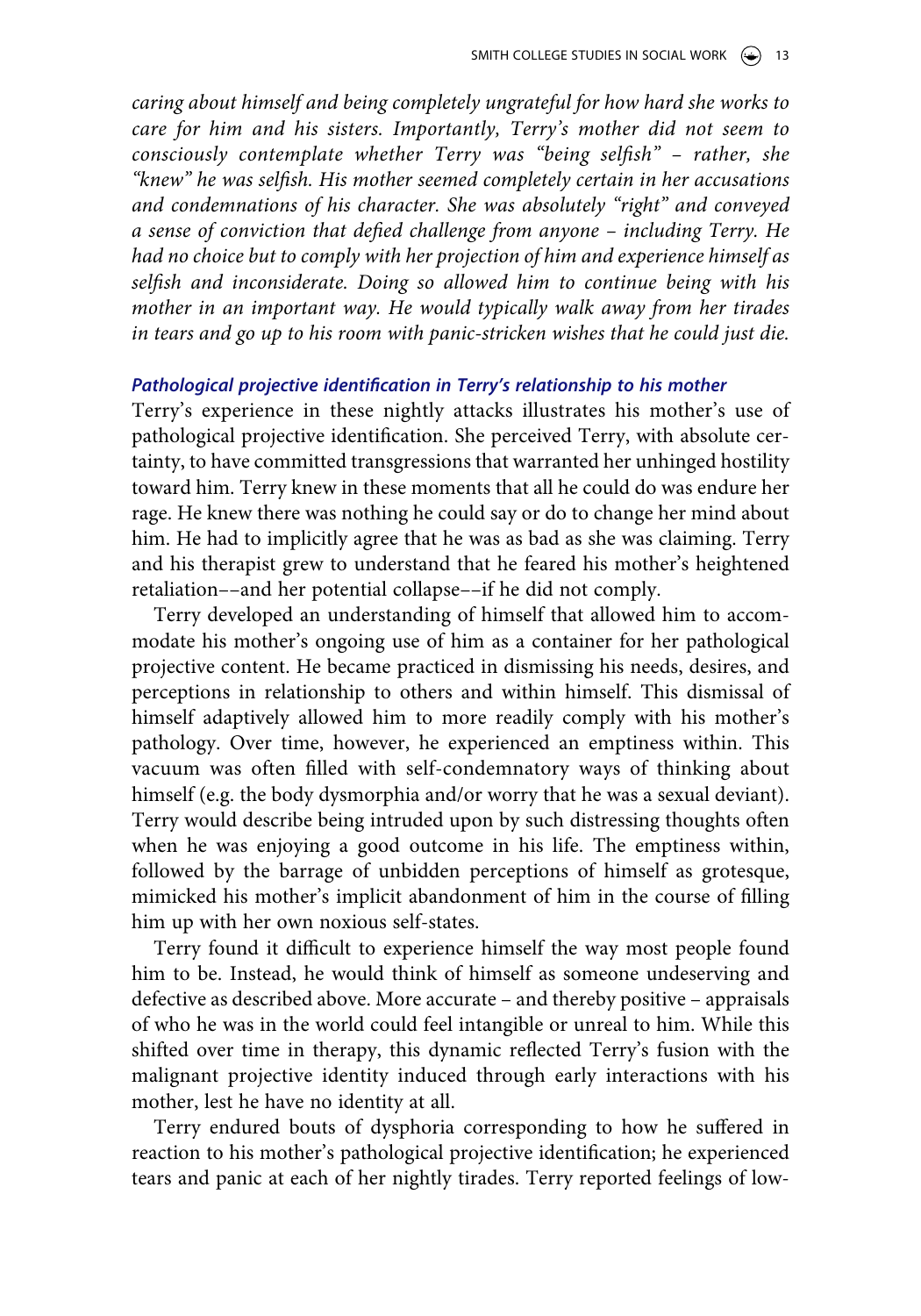*caring about himself and being completely ungrateful for how hard she works to care for him and his sisters. Importantly, Terry's mother did not seem to consciously contemplate whether Terry was "being selfish" – rather, she "knew" he was selfish. His mother seemed completely certain in her accusations and condemnations of his character. She was absolutely "right" and conveyed a sense of conviction that defied challenge from anyone – including Terry. He had no choice but to comply with her projection of him and experience himself as selfish and inconsiderate. Doing so allowed him to continue being with his mother in an important way. He would typically walk away from her tirades in tears and go up to his room with panic-stricken wishes that he could just die.*

### *Pathological projective identification in Terry's relationship to his mother*

Terry's experience in these nightly attacks illustrates his mother's use of pathological projective identification. She perceived Terry, with absolute certainty, to have committed transgressions that warranted her unhinged hostility toward him. Terry knew in these moments that all he could do was endure her rage. He knew there was nothing he could say or do to change her mind about him. He had to implicitly agree that he was as bad as she was claiming. Terry and his therapist grew to understand that he feared his mother's heightened retaliation––and her potential collapse––if he did not comply.

Terry developed an understanding of himself that allowed him to accommodate his mother's ongoing use of him as a container for her pathological projective content. He became practiced in dismissing his needs, desires, and perceptions in relationship to others and within himself. This dismissal of himself adaptively allowed him to more readily comply with his mother's pathology. Over time, however, he experienced an emptiness within. This vacuum was often filled with self-condemnatory ways of thinking about himself (e.g. the body dysmorphia and/or worry that he was a sexual deviant). Terry would describe being intruded upon by such distressing thoughts often when he was enjoying a good outcome in his life. The emptiness within, followed by the barrage of unbidden perceptions of himself as grotesque, mimicked his mother's implicit abandonment of him in the course of filling him up with her own noxious self-states.

Terry found it difficult to experience himself the way most people found him to be. Instead, he would think of himself as someone undeserving and defective as described above. More accurate – and thereby positive – appraisals of who he was in the world could feel intangible or unreal to him. While this shifted over time in therapy, this dynamic reflected Terry's fusion with the malignant projective identity induced through early interactions with his mother, lest he have no identity at all.

Terry endured bouts of dysphoria corresponding to how he suffered in reaction to his mother's pathological projective identification; he experienced tears and panic at each of her nightly tirades. Terry reported feelings of low-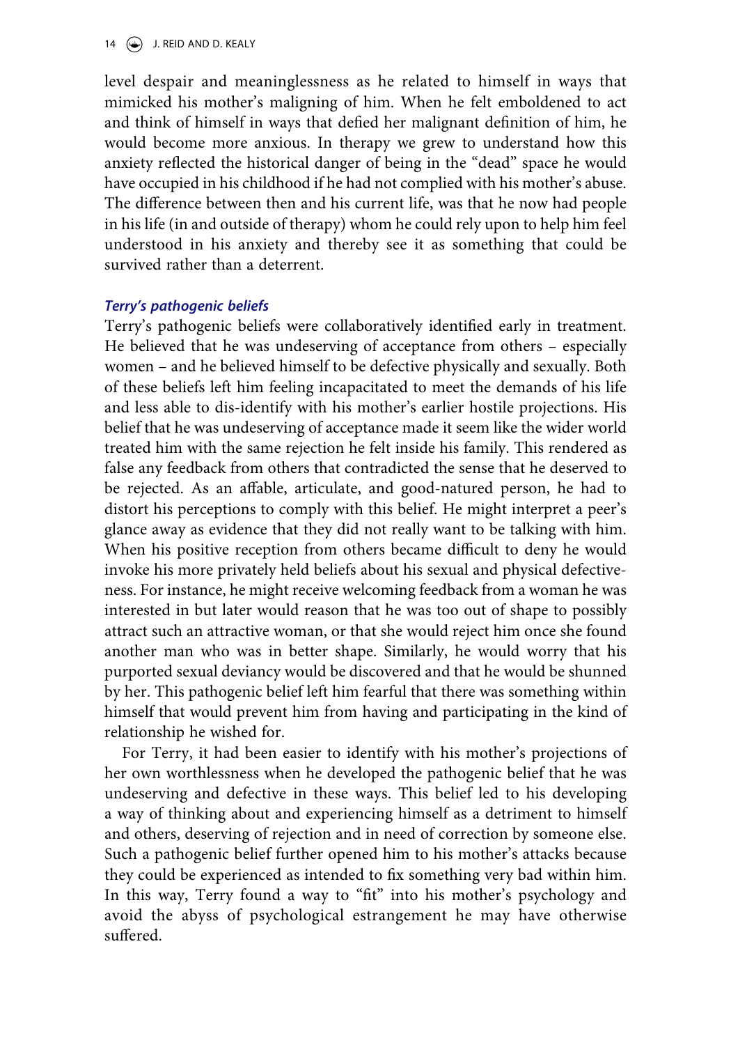level despair and meaninglessness as he related to himself in ways that mimicked his mother's maligning of him. When he felt emboldened to act and think of himself in ways that defied her malignant definition of him, he would become more anxious. In therapy we grew to understand how this anxiety reflected the historical danger of being in the "dead" space he would have occupied in his childhood if he had not complied with his mother's abuse. The difference between then and his current life, was that he now had people in his life (in and outside of therapy) whom he could rely upon to help him feel understood in his anxiety and thereby see it as something that could be survived rather than a deterrent.

### *Terry's pathogenic beliefs*

Terry's pathogenic beliefs were collaboratively identified early in treatment. He believed that he was undeserving of acceptance from others – especially women – and he believed himself to be defective physically and sexually. Both of these beliefs left him feeling incapacitated to meet the demands of his life and less able to dis-identify with his mother's earlier hostile projections. His belief that he was undeserving of acceptance made it seem like the wider world treated him with the same rejection he felt inside his family. This rendered as false any feedback from others that contradicted the sense that he deserved to be rejected. As an affable, articulate, and good-natured person, he had to distort his perceptions to comply with this belief. He might interpret a peer's glance away as evidence that they did not really want to be talking with him. When his positive reception from others became difficult to deny he would invoke his more privately held beliefs about his sexual and physical defectiveness. For instance, he might receive welcoming feedback from a woman he was interested in but later would reason that he was too out of shape to possibly attract such an attractive woman, or that she would reject him once she found another man who was in better shape. Similarly, he would worry that his purported sexual deviancy would be discovered and that he would be shunned by her. This pathogenic belief left him fearful that there was something within himself that would prevent him from having and participating in the kind of relationship he wished for.

For Terry, it had been easier to identify with his mother's projections of her own worthlessness when he developed the pathogenic belief that he was undeserving and defective in these ways. This belief led to his developing a way of thinking about and experiencing himself as a detriment to himself and others, deserving of rejection and in need of correction by someone else. Such a pathogenic belief further opened him to his mother's attacks because they could be experienced as intended to fix something very bad within him. In this way, Terry found a way to "fit" into his mother's psychology and avoid the abyss of psychological estrangement he may have otherwise suffered.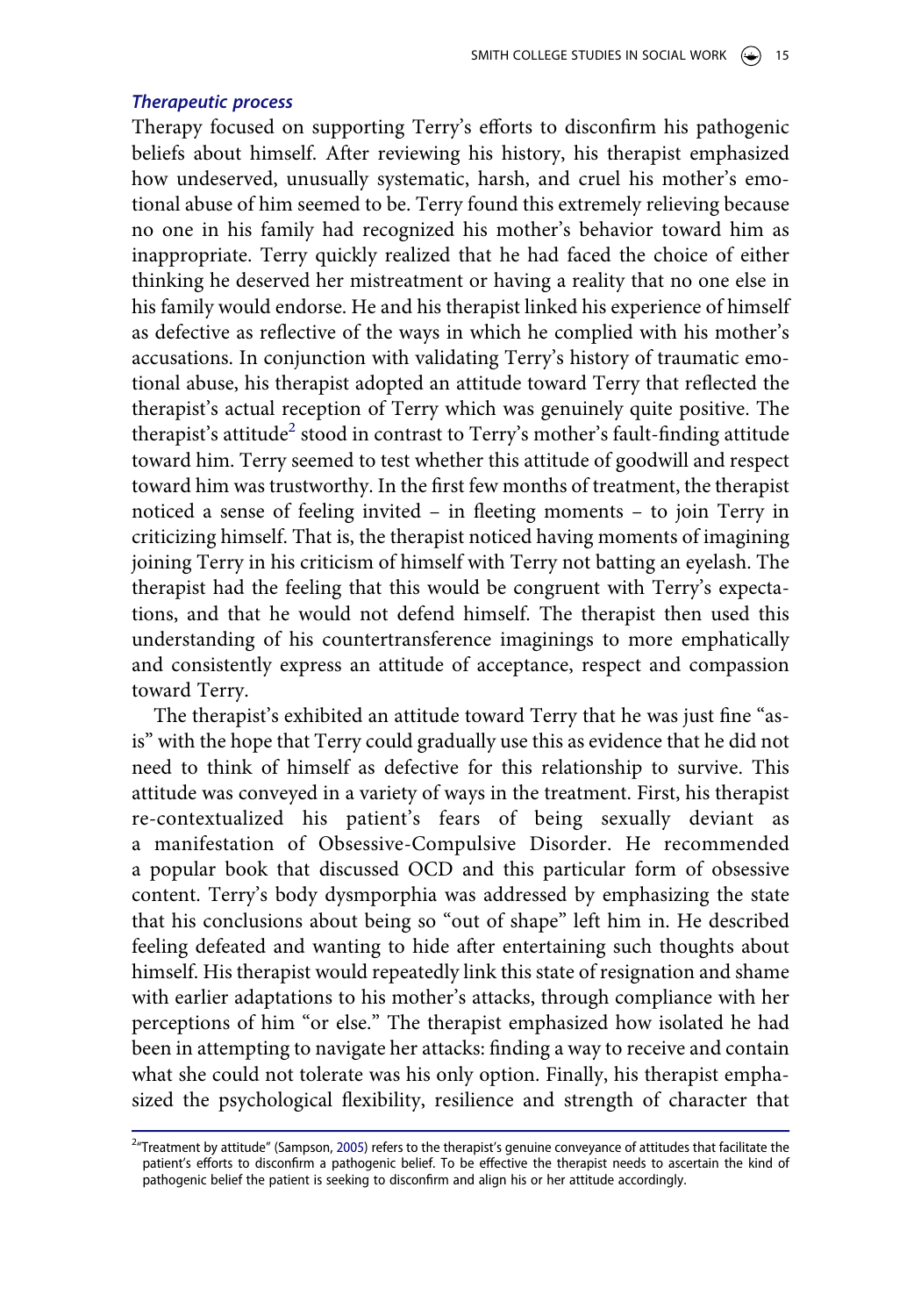### *Therapeutic process*

Therapy focused on supporting Terry's efforts to disconfirm his pathogenic beliefs about himself. After reviewing his history, his therapist emphasized how undeserved, unusually systematic, harsh, and cruel his mother's emotional abuse of him seemed to be. Terry found this extremely relieving because no one in his family had recognized his mother's behavior toward him as inappropriate. Terry quickly realized that he had faced the choice of either thinking he deserved her mistreatment or having a reality that no one else in his family would endorse. He and his therapist linked his experience of himself as defective as reflective of the ways in which he complied with his mother's accusations. In conjunction with validating Terry's history of traumatic emotional abuse, his therapist adopted an attitude toward Terry that reflected the therapist's actual reception of Terry which was genuinely quite positive. The therapist's attitude[2] stood in contrast to Terry's mother's fault-finding attitude toward him. Terry seemed to test whether this attitude of goodwill and respect toward him was trustworthy. In the first few months of treatment, the therapist noticed a sense of feeling invited – in fleeting moments – to join Terry in criticizing himself. That is, the therapist noticed having moments of imagining joining Terry in his criticism of himself with Terry not batting an eyelash. The therapist had the feeling that this would be congruent with Terry's expectations, and that he would not defend himself. The therapist then used this understanding of his countertransference imaginings to more emphatically and consistently express an attitude of acceptance, respect and compassion toward Terry.

The therapist's exhibited an attitude toward Terry that he was just fine "as-is" with the hope that Terry could gradually use this as evidence that he did not need to think of himself as defective for this relationship to survive. This attitude was conveyed in a variety of ways in the treatment. First, his therapist re-contextualized his patient's fears of being sexually deviant as a manifestation of Obsessive-Compulsive Disorder. He recommended a popular book that discussed OCD and this particular form of obsessive content. Terry's body dysmporphia was addressed by emphasizing the state that his conclusions about being so "out of shape" left him in. He described feeling defeated and wanting to hide after entertaining such thoughts about himself. His therapist would repeatedly link this state of resignation and shame with earlier adaptations to his mother's attacks, through compliance with her perceptions of him "or else." The therapist emphasized how isolated he had been in attempting to navigate her attacks: finding a way to receive and contain what she could not tolerate was his only option. Finally, his therapist emphasized the psychological flexibility, resilience and strength of character that

[2]"Treatment by attitude" (Sampson, 2005) refers to the therapist's genuine conveyance of attitudes that facilitate the patient's efforts to disconfirm a pathogenic belief. To be effective the therapist needs to ascertain the kind of pathogenic belief the patient is seeking to disconfirm and align his or her attitude accordingly.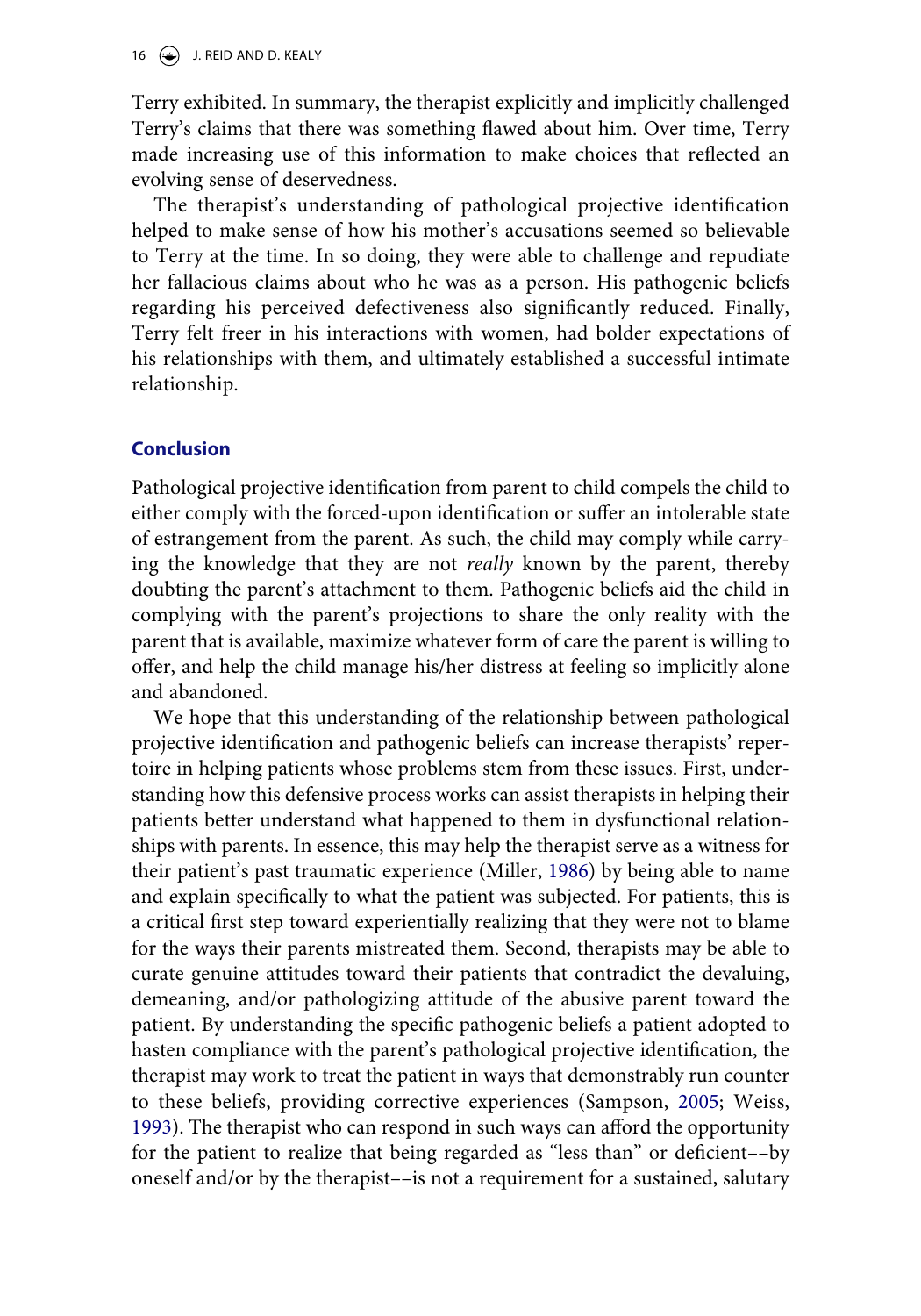Terry exhibited. In summary, the therapist explicitly and implicitly challenged Terry's claims that there was something flawed about him. Over time, Terry made increasing use of this information to make choices that reflected an evolving sense of deservedness.

The therapist's understanding of pathological projective identification helped to make sense of how his mother's accusations seemed so believable to Terry at the time. In so doing, they were able to challenge and repudiate her fallacious claims about who he was as a person. His pathogenic beliefs regarding his perceived defectiveness also significantly reduced. Finally, Terry felt freer in his interactions with women, had bolder expectations of his relationships with them, and ultimately established a successful intimate relationship.

## Conclusion

Pathological projective identification from parent to child compels the child to either comply with the forced-upon identification or suffer an intolerable state of estrangement from the parent. As such, the child may comply while carrying the knowledge that they are not *really* known by the parent, thereby doubting the parent's attachment to them. Pathogenic beliefs aid the child in complying with the parent's projections to share the only reality with the parent that is available, maximize whatever form of care the parent is willing to offer, and help the child manage his/her distress at feeling so implicitly alone and abandoned.

We hope that this understanding of the relationship between pathological projective identification and pathogenic beliefs can increase therapists' repertoire in helping patients whose problems stem from these issues. First, understanding how this defensive process works can assist therapists in helping their patients better understand what happened to them in dysfunctional relationships with parents. In essence, this may help the therapist serve as a witness for their patient's past traumatic experience (Miller, 1986) by being able to name and explain specifically to what the patient was subjected. For patients, this is a critical first step toward experientially realizing that they were not to blame for the ways their parents mistreated them. Second, therapists may be able to curate genuine attitudes toward their patients that contradict the devaluing, demeaning, and/or pathologizing attitude of the abusive parent toward the patient. By understanding the specific pathogenic beliefs a patient adopted to hasten compliance with the parent's pathological projective identification, the therapist may work to treat the patient in ways that demonstrably run counter to these beliefs, providing corrective experiences (Sampson, 2005; Weiss, 1993). The therapist who can respond in such ways can afford the opportunity for the patient to realize that being regarded as "less than" or deficient––by oneself and/or by the therapist––is not a requirement for a sustained, salutary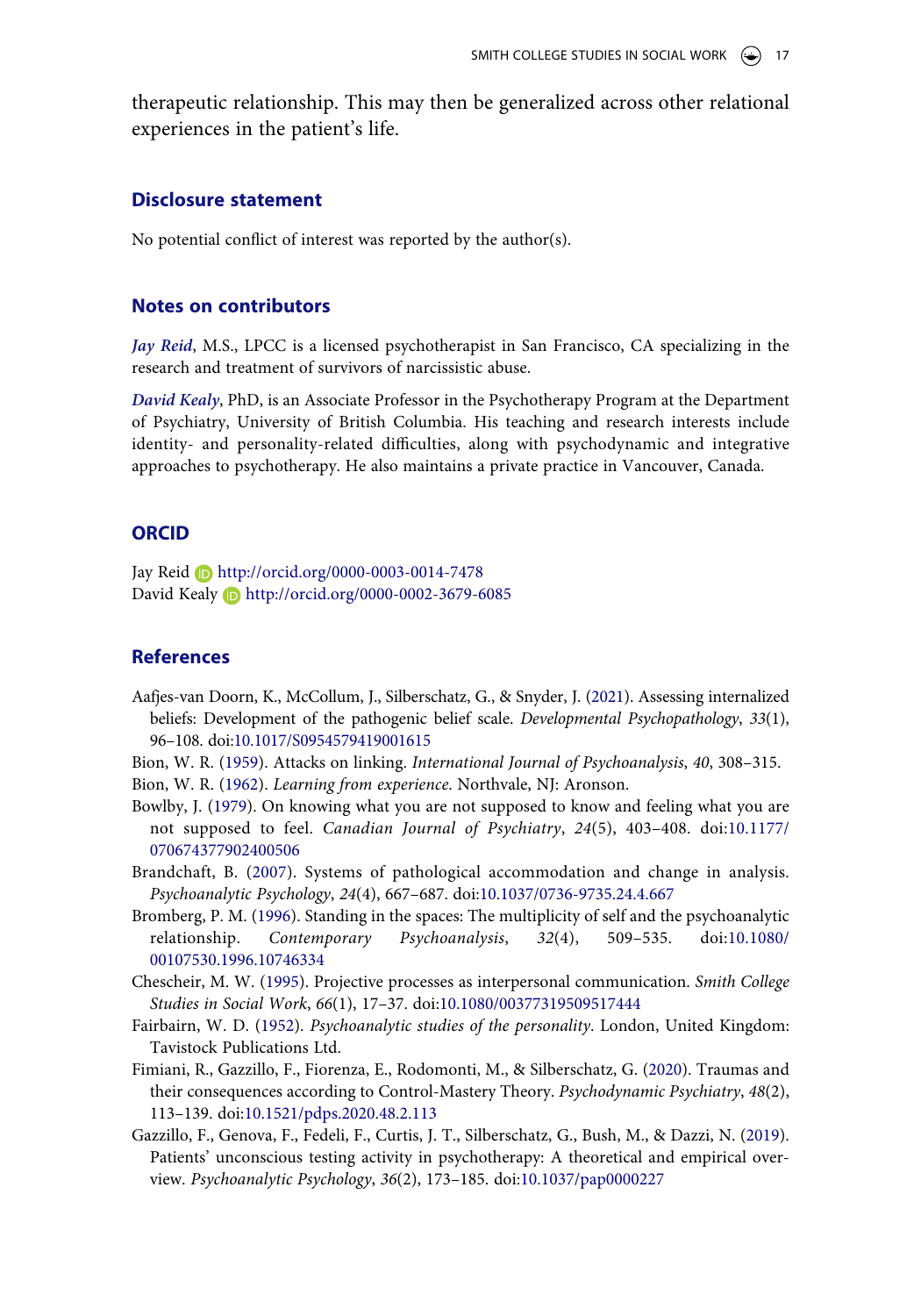therapeutic relationship. This may then be generalized across other relational experiences in the patient's life.

## Disclosure statement

No potential conflict of interest was reported by the author(s).

## Notes on contributors

***Jay Reid***, M.S., LPCC is a licensed psychotherapist in San Francisco, CA specializing in the research and treatment of survivors of narcissistic abuse.

***David Kealy***, PhD, is an Associate Professor in the Psychotherapy Program at the Department of Psychiatry, University of British Columbia. His teaching and research interests include identity- and personality-related difficulties, along with psychodynamic and integrative approaches to psychotherapy. He also maintains a private practice in Vancouver, Canada.

## ORCID

Jay Reid http://orcid.org/0000-0003-0014-7478
David Kealy http://orcid.org/0000-0002-3679-6085

## References

Aafjes-van Doorn, K., McCollum, J., Silberschatz, G., & Snyder, J. (2021). Assessing internalized beliefs: Development of the pathogenic belief scale. *Developmental Psychopathology*, *33*(1), 96–108. doi:10.1017/S0954579419001615

Bion, W. R. (1959). Attacks on linking. *International Journal of Psychoanalysis*, *40*, 308–315.

Bion, W. R. (1962). *Learning from experience*. Northvale, NJ: Aronson.

Bowlby, J. (1979). On knowing what you are not supposed to know and feeling what you are not supposed to feel. *Canadian Journal of Psychiatry*, *24*(5), 403–408. doi:10.1177/070674377902400506

Brandchaft, B. (2007). Systems of pathological accommodation and change in analysis. *Psychoanalytic Psychology*, *24*(4), 667–687. doi:10.1037/0736-9735.24.4.667

Bromberg, P. M. (1996). Standing in the spaces: The multiplicity of self and the psychoanalytic relationship. *Contemporary Psychoanalysis*, *32*(4), 509–535. doi:10.1080/00107530.1996.10746334

Chescheir, M. W. (1995). Projective processes as interpersonal communication. *Smith College Studies in Social Work*, *66*(1), 17–37. doi:10.1080/00377319509517444

Fairbairn, W. D. (1952). *Psychoanalytic studies of the personality*. London, United Kingdom: Tavistock Publications Ltd.

Fimiani, R., Gazzillo, F., Fiorenza, E., Rodomonti, M., & Silberschatz, G. (2020). Traumas and their consequences according to Control-Mastery Theory. *Psychodynamic Psychiatry*, *48*(2), 113–139. doi:10.1521/pdps.2020.48.2.113

Gazzillo, F., Genova, F., Fedeli, F., Curtis, J. T., Silberschatz, G., Bush, M., & Dazzi, N. (2019). Patients' unconscious testing activity in psychotherapy: A theoretical and empirical overview. *Psychoanalytic Psychology*, *36*(2), 173–185. doi:10.1037/pap0000227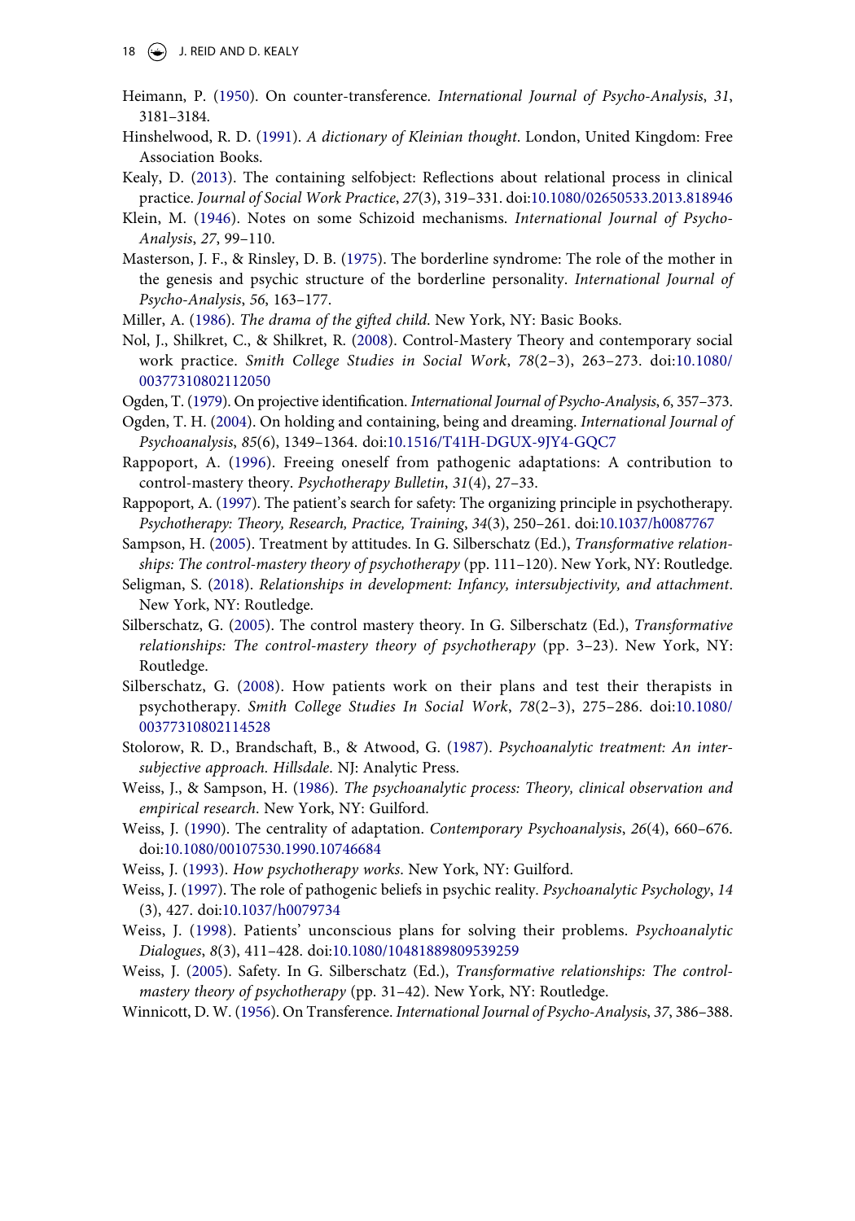Heimann, P. (1950). On counter-transference. *International Journal of Psycho-Analysis*, *31*, 3181–3184.

Hinshelwood, R. D. (1991). *A dictionary of Kleinian thought*. London, United Kingdom: Free Association Books.

Kealy, D. (2013). The containing selfobject: Reflections about relational process in clinical practice. *Journal of Social Work Practice*, *27*(3), 319–331. doi:10.1080/02650533.2013.818946

Klein, M. (1946). Notes on some Schizoid mechanisms. *International Journal of Psycho-Analysis*, *27*, 99–110.

Masterson, J. F., & Rinsley, D. B. (1975). The borderline syndrome: The role of the mother in the genesis and psychic structure of the borderline personality. *International Journal of Psycho-Analysis*, *56*, 163–177.

Miller, A. (1986). *The drama of the gifted child*. New York, NY: Basic Books.

Nol, J., Shilkret, C., & Shilkret, R. (2008). Control-Mastery Theory and contemporary social work practice. *Smith College Studies in Social Work*, *78*(2–3), 263–273. doi:10.1080/00377310802112050

Ogden, T. (1979). On projective identification. *International Journal of Psycho-Analysis*, *6*, 357–373.

Ogden, T. H. (2004). On holding and containing, being and dreaming. *International Journal of Psychoanalysis*, *85*(6), 1349–1364. doi:10.1516/T41H-DGUX-9JY4-GQC7

Rappoport, A. (1996). Freeing oneself from pathogenic adaptations: A contribution to control-mastery theory. *Psychotherapy Bulletin*, *31*(4), 27–33.

Rappoport, A. (1997). The patient's search for safety: The organizing principle in psychotherapy. *Psychotherapy: Theory, Research, Practice, Training*, *34*(3), 250–261. doi:10.1037/h0087767

Sampson, H. (2005). Treatment by attitudes. In G. Silberschatz (Ed.), *Transformative relationships: The control-mastery theory of psychotherapy* (pp. 111–120). New York, NY: Routledge.

Seligman, S. (2018). *Relationships in development: Infancy, intersubjectivity, and attachment*. New York, NY: Routledge.

Silberschatz, G. (2005). The control mastery theory. In G. Silberschatz (Ed.), *Transformative relationships: The control-mastery theory of psychotherapy* (pp. 3–23). New York, NY: Routledge.

Silberschatz, G. (2008). How patients work on their plans and test their therapists in psychotherapy. *Smith College Studies In Social Work*, *78*(2–3), 275–286. doi:10.1080/00377310802114528

Stolorow, R. D., Brandschaft, B., & Atwood, G. (1987). *Psychoanalytic treatment: An intersubjective approach. Hillsdale*. NJ: Analytic Press.

Weiss, J., & Sampson, H. (1986). *The psychoanalytic process: Theory, clinical observation and empirical research*. New York, NY: Guilford.

Weiss, J. (1990). The centrality of adaptation. *Contemporary Psychoanalysis*, *26*(4), 660–676. doi:10.1080/00107530.1990.10746684

Weiss, J. (1993). *How psychotherapy works*. New York, NY: Guilford.

Weiss, J. (1997). The role of pathogenic beliefs in psychic reality. *Psychoanalytic Psychology*, *14* (3), 427. doi:10.1037/h0079734

Weiss, J. (1998). Patients' unconscious plans for solving their problems. *Psychoanalytic Dialogues*, *8*(3), 411–428. doi:10.1080/10481889809539259

Weiss, J. (2005). Safety. In G. Silberschatz (Ed.), *Transformative relationships: The control-mastery theory of psychotherapy* (pp. 31–42). New York, NY: Routledge.

Winnicott, D. W. (1956). On Transference. *International Journal of Psycho-Analysis*, *37*, 386–388.